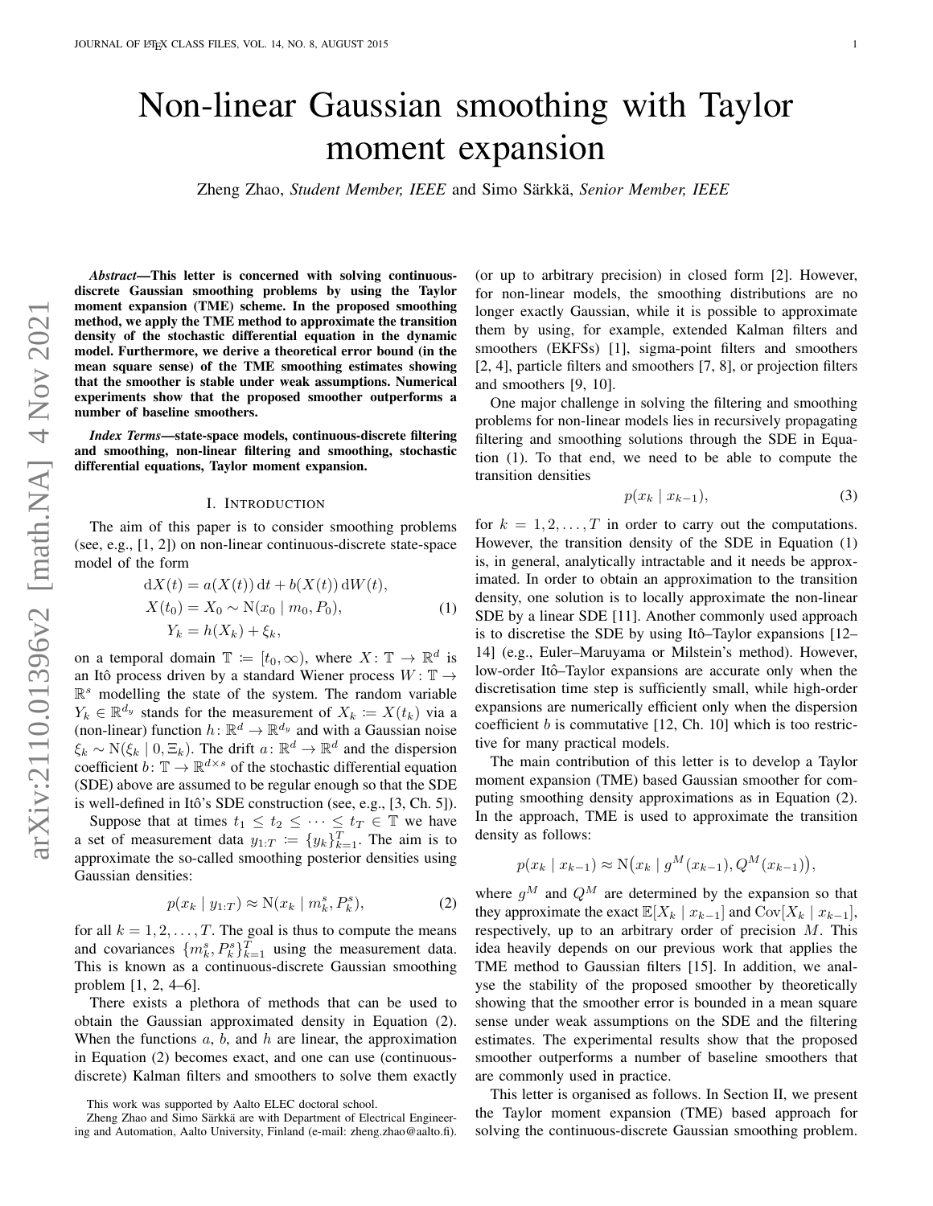# Non-linear Gaussian smoothing with Taylor moment expansion

Zheng Zhao, *Student Member, IEEE* and Simo Särkkä, *Senior Member, IEEE*

***Abstract*—This letter is concerned with solving continuous-discrete Gaussian smoothing problems by using the Taylor moment expansion (TME) scheme. In the proposed smoothing method, we apply the TME method to approximate the transition density of the stochastic differential equation in the dynamic model. Furthermore, we derive a theoretical error bound (in the mean square sense) of the TME smoothing estimates showing that the smoother is stable under weak assumptions. Numerical experiments show that the proposed smoother outperforms a number of baseline smoothers.**

***Index Terms*—state-space models, continuous-discrete filtering and smoothing, non-linear filtering and smoothing, stochastic differential equations, Taylor moment expansion.**

## I. Introduction

The aim of this paper is to consider smoothing problems (see, e.g., [1, 2]) on non-linear continuous-discrete state-space model of the form

$$\begin{aligned} \mathrm{d}X(t) &= a(X(t))\,\mathrm{d}t + b(X(t))\,\mathrm{d}W(t), \\ X(t_0) &= X_0 \sim \mathrm{N}(x_0 \mid m_0, P_0), \\ Y_k &= h(X_k) + \xi_k, \end{aligned} \tag{1}$$

on a temporal domain $\mathbb{T} \coloneqq [t_0, \infty)$, where $X\colon \mathbb{T} \to \mathbb{R}^d$ is an Itô process driven by a standard Wiener process $W\colon \mathbb{T} \to \mathbb{R}^s$ modelling the state of the system. The random variable $Y_k \in \mathbb{R}^{d_y}$ stands for the measurement of $X_k \coloneqq X(t_k)$ via a (non-linear) function $h\colon \mathbb{R}^d \to \mathbb{R}^{d_y}$ and with a Gaussian noise $\xi_k \sim \mathrm{N}(\xi_k \mid 0, \Xi_k)$. The drift $a\colon \mathbb{R}^d \to \mathbb{R}^d$ and the dispersion coefficient $b\colon \mathbb{T} \to \mathbb{R}^{d\times s}$ of the stochastic differential equation (SDE) above are assumed to be regular enough so that the SDE is well-defined in Itô's SDE construction (see, e.g., [3, Ch. 5]).

Suppose that at times $t_1 \leq t_2 \leq \cdots \leq t_T \in \mathbb{T}$ we have a set of measurement data $y_{1:T} \coloneqq \{y_k\}_{k=1}^T$. The aim is to approximate the so-called smoothing posterior densities using Gaussian densities:

$$p(x_k \mid y_{1:T}) \approx \mathrm{N}(x_k \mid m_k^s, P_k^s), \tag{2}$$

for all $k = 1, 2, \ldots, T$. The goal is thus to compute the means and covariances $\{m_k^s, P_k^s\}_{k=1}^T$ using the measurement data. This is known as a continuous-discrete Gaussian smoothing problem [1, 2, 4–6].

There exists a plethora of methods that can be used to obtain the Gaussian approximated density in Equation (2). When the functions $a$, $b$, and $h$ are linear, the approximation in Equation (2) becomes exact, and one can use (continuous-discrete) Kalman filters and smoothers to solve them exactly (or up to arbitrary precision) in closed form [2]. However, for non-linear models, the smoothing distributions are no longer exactly Gaussian, while it is possible to approximate them by using, for example, extended Kalman filters and smoothers (EKFSs) [1], sigma-point filters and smoothers [2, 4], particle filters and smoothers [7, 8], or projection filters and smoothers [9, 10].

One major challenge in solving the filtering and smoothing problems for non-linear models lies in recursively propagating filtering and smoothing solutions through the SDE in Equation (1). To that end, we need to be able to compute the transition densities

$$p(x_k \mid x_{k-1}), \tag{3}$$

for $k = 1, 2, \ldots, T$ in order to carry out the computations. However, the transition density of the SDE in Equation (1) is, in general, analytically intractable and it needs be approximated. In order to obtain an approximation to the transition density, one solution is to locally approximate the non-linear SDE by a linear SDE [11]. Another commonly used approach is to discretise the SDE by using Itô–Taylor expansions [12–14] (e.g., Euler–Maruyama or Milstein's method). However, low-order Itô–Taylor expansions are accurate only when the discretisation time step is sufficiently small, while high-order expansions are numerically efficient only when the dispersion coefficient $b$ is commutative [12, Ch. 10] which is too restrictive for many practical models.

The main contribution of this letter is to develop a Taylor moment expansion (TME) based Gaussian smoother for computing smoothing density approximations as in Equation (2). In the approach, TME is used to approximate the transition density as follows:

$$p(x_k \mid x_{k-1}) \approx \mathrm{N}\big(x_k \mid g^M(x_{k-1}), Q^M(x_{k-1})\big),$$

where $g^M$ and $Q^M$ are determined by the expansion so that they approximate the exact $\mathbb{E}[X_k \mid x_{k-1}]$ and $\mathrm{Cov}[X_k \mid x_{k-1}]$, respectively, up to an arbitrary order of precision $M$. This idea heavily depends on our previous work that applies the TME method to Gaussian filters [15]. In addition, we analyse the stability of the proposed smoother by theoretically showing that the smoother error is bounded in a mean square sense under weak assumptions on the SDE and the filtering estimates. The experimental results show that the proposed smoother outperforms a number of baseline smoothers that are commonly used in practice.

This letter is organised as follows. In Section II, we present the Taylor moment expansion (TME) based approach for solving the continuous-discrete Gaussian smoothing problem.

This work was supported by Aalto ELEC doctoral school.

Zheng Zhao and Simo Särkkä are with Department of Electrical Engineering and Automation, Aalto University, Finland (e-mail: zheng.zhao@aalto.fi).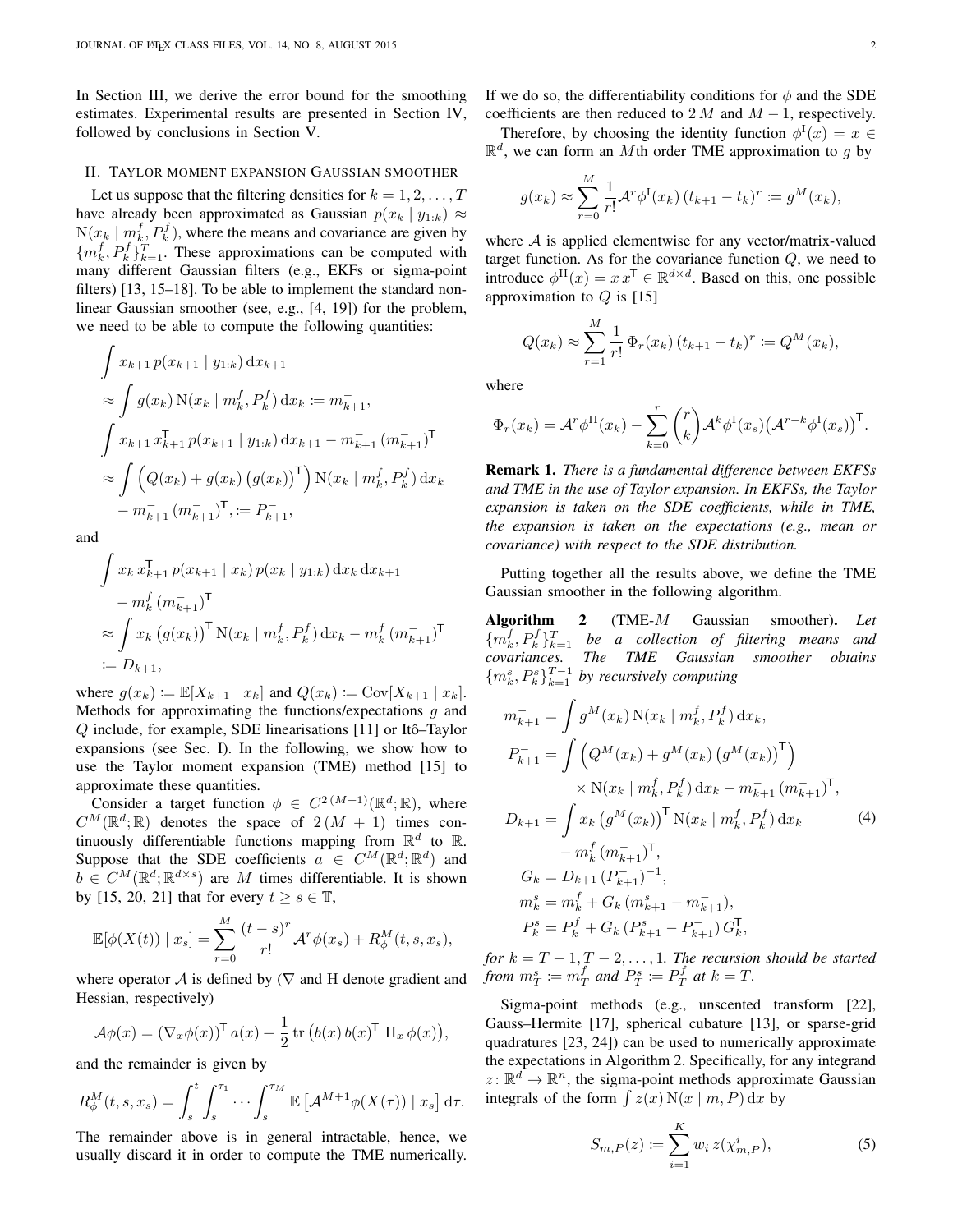In Section III, we derive the error bound for the smoothing estimates. Experimental results are presented in Section IV, followed by conclusions in Section V.

## II. Taylor moment expansion Gaussian smoother

Let us suppose that the filtering densities for $k = 1, 2, \ldots, T$ have already been approximated as Gaussian $p(x_k \mid y_{1:k}) \approx \mathrm{N}(x_k \mid m_k^f, P_k^f)$, where the means and covariance are given by $\{m_k^f, P_k^f\}_{k=1}^T$. These approximations can be computed with many different Gaussian filters (e.g., EKFs or sigma-point filters) [13, 15–18]. To be able to implement the standard non-linear Gaussian smoother (see, e.g., [4, 19]) for the problem, we need to be able to compute the following quantities:

$$
\begin{aligned}
&\int x_{k+1}\, p(x_{k+1} \mid y_{1:k})\, \mathrm{d}x_{k+1} \\
&\approx \int g(x_k)\, \mathrm{N}(x_k \mid m_k^f, P_k^f)\, \mathrm{d}x_k \coloneqq m_{k+1}^-, \\
&\int x_{k+1}\, x_{k+1}^\mathsf{T}\, p(x_{k+1} \mid y_{1:k})\, \mathrm{d}x_{k+1} - m_{k+1}^- \,(m_{k+1}^-)^\mathsf{T} \\
&\approx \int \Big( Q(x_k) + g(x_k)\, \big(g(x_k)\big)^\mathsf{T} \Big)\, \mathrm{N}(x_k \mid m_k^f, P_k^f)\, \mathrm{d}x_k \\
&\quad - m_{k+1}^- \,(m_{k+1}^-)^\mathsf{T}, \coloneqq P_{k+1}^-,
\end{aligned}
$$

and

$$
\begin{aligned}
&\int x_k\, x_{k+1}^\mathsf{T}\, p(x_{k+1} \mid x_k)\, p(x_k \mid y_{1:k})\, \mathrm{d}x_k\, \mathrm{d}x_{k+1} \\
&\quad - m_k^f\, (m_{k+1}^-)^\mathsf{T} \\
&\approx \int x_k\, \big(g(x_k)\big)^\mathsf{T}\, \mathrm{N}(x_k \mid m_k^f, P_k^f)\, \mathrm{d}x_k - m_k^f\, (m_{k+1}^-)^\mathsf{T} \\
&\coloneqq D_{k+1},
\end{aligned}
$$

where $g(x_k) \coloneqq \mathbb{E}[X_{k+1} \mid x_k]$ and $Q(x_k) \coloneqq \mathrm{Cov}[X_{k+1} \mid x_k]$. Methods for approximating the functions/expectations $g$ and $Q$ include, for example, SDE linearisations [11] or Itô–Taylor expansions (see Sec. I). In the following, we show how to use the Taylor moment expansion (TME) method [15] to approximate these quantities.

Consider a target function $\phi \in C^{2\,(M+1)}(\mathbb{R}^d; \mathbb{R})$, where $C^M(\mathbb{R}^d; \mathbb{R})$ denotes the space of $2\,(M+1)$ times continuously differentiable functions mapping from $\mathbb{R}^d$ to $\mathbb{R}$. Suppose that the SDE coefficients $a \in C^M(\mathbb{R}^d; \mathbb{R}^d)$ and $b \in C^M(\mathbb{R}^d; \mathbb{R}^{d\times s})$ are $M$ times differentiable. It is shown by [15, 20, 21] that for every $t \geq s \in \mathbb{T}$,

$$
\mathbb{E}[\phi(X(t)) \mid x_s] = \sum_{r=0}^M \frac{(t-s)^r}{r!} \mathcal{A}^r \phi(x_s) + R_\phi^M(t, s, x_s),
$$

where operator $\mathcal{A}$ is defined by ($\nabla$ and $\mathrm{H}$ denote gradient and Hessian, respectively)

$$
\mathcal{A}\phi(x) = (\nabla_x \phi(x))^\mathsf{T}\, a(x) + \frac{1}{2} \operatorname{tr}\big(b(x)\, b(x)^\mathsf{T}\, \mathrm{H}_x\, \phi(x)\big),
$$

and the remainder is given by

$$
R_\phi^M(t, s, x_s) = \int_s^t \int_s^{\tau_1} \cdots \int_s^{\tau_M} \mathbb{E}\left[\mathcal{A}^{M+1} \phi(X(\tau)) \mid x_s\right] \mathrm{d}\tau.
$$

The remainder above is in general intractable, hence, we usually discard it in order to compute the TME numerically. If we do so, the differentiability conditions for $\phi$ and the SDE coefficients are then reduced to $2\,M$ and $M-1$, respectively.

Therefore, by choosing the identity function $\phi^{\mathrm{I}}(x) = x \in \mathbb{R}^d$, we can form an $M$th order TME approximation to $g$ by

$$
g(x_k) \approx \sum_{r=0}^M \frac{1}{r!} \mathcal{A}^r \phi^{\mathrm{I}}(x_k)\, (t_{k+1} - t_k)^r \coloneqq g^M(x_k),
$$

where $\mathcal{A}$ is applied elementwise for any vector/matrix-valued target function. As for the covariance function $Q$, we need to introduce $\phi^{\mathrm{II}}(x) = x\, x^\mathsf{T} \in \mathbb{R}^{d\times d}$. Based on this, one possible approximation to $Q$ is [15]

$$
Q(x_k) \approx \sum_{r=1}^M \frac{1}{r!}\, \Phi_r(x_k)\, (t_{k+1} - t_k)^r \coloneqq Q^M(x_k),
$$

where

$$
\Phi_r(x_k) = \mathcal{A}^r \phi^{\mathrm{II}}(x_k) - \sum_{k=0}^r \binom{r}{k} \mathcal{A}^k \phi^{\mathrm{I}}(x_s) \big(\mathcal{A}^{r-k} \phi^{\mathrm{I}}(x_s)\big)^\mathsf{T}.
$$

**Remark 1.** *There is a fundamental difference between EKFSs and TME in the use of Taylor expansion. In EKFSs, the Taylor expansion is taken on the SDE coefficients, while in TME, the expansion is taken on the expectations (e.g., mean or covariance) with respect to the SDE distribution.*

Putting together all the results above, we define the TME Gaussian smoother in the following algorithm.

**Algorithm 2** (TME-$M$ Gaussian smoother)**.** *Let $\{m_k^f, P_k^f\}_{k=1}^T$ be a collection of filtering means and covariances. The TME Gaussian smoother obtains $\{m_k^s, P_k^s\}_{k=1}^{T-1}$ by recursively computing*

$$
\begin{aligned}
m_{k+1}^- &= \int g^M(x_k)\, \mathrm{N}(x_k \mid m_k^f, P_k^f)\, \mathrm{d}x_k, \\
P_{k+1}^- &= \int \Big( Q^M(x_k) + g^M(x_k)\, \big(g^M(x_k)\big)^\mathsf{T} \Big) \\
&\quad \times \mathrm{N}(x_k \mid m_k^f, P_k^f)\, \mathrm{d}x_k - m_{k+1}^- \,(m_{k+1}^-)^\mathsf{T}, \\
D_{k+1} &= \int x_k\, \big(g^M(x_k)\big)^\mathsf{T}\, \mathrm{N}(x_k \mid m_k^f, P_k^f)\, \mathrm{d}x_k \\
&\quad - m_k^f\, (m_{k+1}^-)^\mathsf{T}, \\
G_k &= D_{k+1}\, (P_{k+1}^-)^{-1}, \\
m_k^s &= m_k^f + G_k\, (m_{k+1}^s - m_{k+1}^-), \\
P_k^s &= P_k^f + G_k\, (P_{k+1}^s - P_{k+1}^-)\, G_k^\mathsf{T},
\end{aligned} \tag{4}
$$

*for $k = T-1, T-2, \ldots, 1$. The recursion should be started from $m_T^s \coloneqq m_T^f$ and $P_T^s \coloneqq P_T^f$ at $k = T$.*

Sigma-point methods (e.g., unscented transform [22], Gauss–Hermite [17], spherical cubature [13], or sparse-grid quadratures [23, 24]) can be used to numerically approximate the expectations in Algorithm 2. Specifically, for any integrand $z\colon \mathbb{R}^d \to \mathbb{R}^n$, the sigma-point methods approximate Gaussian integrals of the form $\int z(x)\, \mathrm{N}(x \mid m, P)\, \mathrm{d}x$ by

$$
S_{m,P}(z) \coloneqq \sum_{i=1}^K w_i\, z(\chi_{m,P}^i), \tag{5}
$$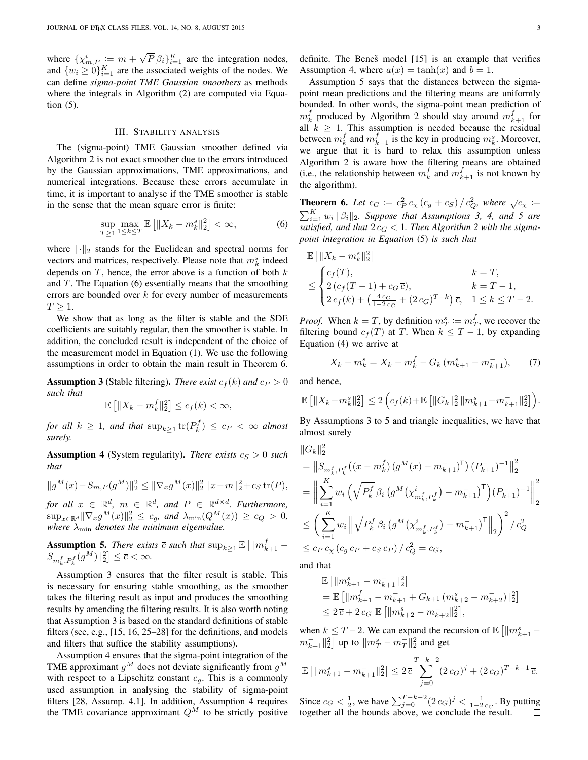where $\{\chi^i_{m,P} := m + \sqrt{P}\,\beta_i\}_{i=1}^K$ are the integration nodes, and $\{w_i \geq 0\}_{i=1}^K$ are the associated weights of the nodes. We can define *sigma-point TME Gaussian smoothers* as methods where the integrals in Algorithm (2) are computed via Equation (5).

## III. Stability analysis

The (sigma-point) TME Gaussian smoother defined via Algorithm 2 is not exact smoother due to the errors introduced by the Gaussian approximations, TME approximations, and numerical integrations. Because these errors accumulate in time, it is important to analyse if the TME smoother is stable in the sense that the mean square error is finite:

$$\sup_{T\geq 1} \max_{1\leq k\leq T} \mathbb{E}\left[\|X_k - m_k^s\|_2^2\right] < \infty, \tag{6}$$

where $\|\cdot\|_2$ stands for the Euclidean and spectral norms for vectors and matrices, respectively. Please note that $m_k^s$ indeed depends on $T$, hence, the error above is a function of both $k$ and $T$. The Equation (6) essentially means that the smoothing errors are bounded over $k$ for every number of measurements $T \geq 1$.

We show that as long as the filter is stable and the SDE coefficients are suitably regular, then the smoother is stable. In addition, the concluded result is independent of the choice of the measurement model in Equation (1). We use the following assumptions in order to obtain the main result in Theorem 6.

**Assumption 3** (Stable filtering). *There exist $c_f(k)$ and $c_P > 0$ such that*

$$\mathbb{E}\left[\|X_k - m_k^f\|_2^2\right] \leq c_f(k) < \infty,$$

*for all $k \geq 1$, and that $\sup_{k\geq 1} \operatorname{tr}(P_k^f) \leq c_P < \infty$ almost surely.*

**Assumption 4** (System regularity). *There exists $c_S > 0$ such that*

$$\|g^M(x) - S_{m,P}(g^M)\|_2^2 \leq \|\nabla_x g^M(x)\|_2^2\,\|x-m\|_2^2 + c_S \operatorname{tr}(P),$$

*for all $x \in \mathbb{R}^d$, $m \in \mathbb{R}^d$, and $P \in \mathbb{R}^{d\times d}$. Furthermore, $\sup_{x\in\mathbb{R}^d} \|\nabla_x g^M(x)\|_2^2 \leq c_g$, and $\lambda_{\min}(Q^M(x)) \geq c_Q > 0$, where $\lambda_{\min}$ denotes the minimum eigenvalue.*

**Assumption 5.** *There exists $\bar{c}$ such that $\sup_{k\geq 1} \mathbb{E}\left[\|m_{k+1}^f - S_{m_k^f, P_k^f}(g^M)\|_2^2\right] \leq \bar{c} < \infty$.*

Assumption 3 ensures that the filter result is stable. This is necessary for ensuring stable smoothing, as the smoother takes the filtering result as input and produces the smoothing results by amending the filtering results. It is also worth noting that Assumption 3 is based on the standard definitions of stable filters (see, e.g., [15, 16, 25–28] for the definitions, and models and filters that suffice the stability assumptions).

Assumption 4 ensures that the sigma-point integration of the TME approximant $g^M$ does not deviate significantly from $g^M$ with respect to a Lipschitz constant $c_g$. This is a commonly used assumption in analysing the stability of sigma-point filters [28, Assump. 4.1]. In addition, Assumption 4 requires the TME covariance approximant $Q^M$ to be strictly positive definite. The Beneš model [15] is an example that verifies Assumption 4, where $a(x) = \tanh(x)$ and $b = 1$.

Assumption 5 says that the distances between the sigma-point mean predictions and the filtering means are uniformly bounded. In other words, the sigma-point mean prediction of $m_k^f$ produced by Algorithm 2 should stay around $m_{k+1}^f$ for all $k \geq 1$. This assumption is needed because the residual between $m_k^f$ and $m_{k+1}^f$ is the key in producing $m_k^s$. Moreover, we argue that it is hard to relax this assumption unless Algorithm 2 is aware how the filtering means are obtained (i.e., the relationship between $m_k^f$ and $m_{k+1}^f$ is not known by the algorithm).

**Theorem 6.** *Let $c_G := c_P^2\, c_\chi\,(c_g + c_S)\,/\,c_Q^2$, where $\sqrt{c_\chi} := \sum_{i=1}^K w_i\,\|\beta_i\|_2$. Suppose that Assumptions 3, 4, and 5 are satisfied, and that $2\,c_G < 1$. Then Algorithm 2 with the sigma-point integration in Equation (5) is such that*

$$\mathbb{E}\left[\|X_k - m_k^s\|_2^2\right] \leq \begin{cases} c_f(T), & k = T, \\ 2\,(c_f(T-1) + c_G\,\bar{c}), & k = T-1, \\ 2\,c_f(k) + \left(\frac{4\,c_G}{1-2\,c_G} + (2\,c_G)^{T-k}\right)\bar{c}, & 1 \leq k \leq T-2. \end{cases}$$

*Proof.* When $k = T$, by definition $m_T^s := m_T^f$, we recover the filtering bound $c_f(T)$ at $T$. When $k \leq T-1$, by expanding Equation (4) we arrive at

$$X_k - m_k^s = X_k - m_k^f - G_k\,(m_{k+1}^s - m_{k+1}^-), \tag{7}$$

and hence,

$$\mathbb{E}\left[\|X_k - m_k^s\|_2^2\right] \leq 2\left(c_f(k) + \mathbb{E}\left[\|G_k\|_2^2\,\|m_{k+1}^s - m_{k+1}^-\|_2^2\right]\right).$$

By Assumptions 3 to 5 and triangle inequalities, we have that almost surely

$$\begin{aligned}
&\|G_k\|_2^2 \\
&= \left\|S_{m_k^f, P_k^f}\big((x - m_k^f)\,(g^M(x) - m_{k+1}^-)^\mathsf{T}\big)\,(P_{k+1}^-)^{-1}\right\|_2^2 \\
&= \left\|\sum_{i=1}^K w_i\left(\sqrt{P_k^f}\,\beta_i\,\big(g^M\big(\chi^i_{m_k^f, P_k^f}\big) - m_{k+1}^-\big)^\mathsf{T}\right)(P_{k+1}^-)^{-1}\right\|_2^2 \\
&\leq \left(\sum_{i=1}^K w_i\left\|\sqrt{P_k^f}\,\beta_i\,\big(g^M\big(\chi^i_{m_k^f, P_k^f}\big) - m_{k+1}^-\big)^\mathsf{T}\right\|_2\right)^2 / \,c_Q^2 \\
&\leq c_P\,c_\chi\,(c_g\,c_P + c_S\,c_P)\,/\,c_Q^2 = c_G,
\end{aligned}$$

and that

$$\begin{aligned}
&\mathbb{E}\left[\|m_{k+1}^s - m_{k+1}^-\|_2^2\right] \\
&= \mathbb{E}\left[\|m_{k+1}^f - m_{k+1}^- + G_{k+1}\,(m_{k+2}^s - m_{k+2}^-)\|_2^2\right] \\
&\leq 2\,\bar{c} + 2\,c_G\,\mathbb{E}\left[\|m_{k+2}^s - m_{k+2}^-\|_2^2\right],
\end{aligned}$$

when $k \leq T-2$. We can expand the recursion of $\mathbb{E}\left[\|m_{k+1}^s - m_{k+1}^-\|_2^2\right]$ up to $\|m_T^s - m_T^-\|_2^2$ and get

$$\mathbb{E}\left[\|m_{k+1}^s - m_{k+1}^-\|_2^2\right] \leq 2\,\bar{c}\sum_{j=0}^{T-k-2}(2\,c_G)^j + (2\,c_G)^{T-k-1}\,\bar{c}.$$

Since $c_G < \frac{1}{2}$, we have $\sum_{j=0}^{T-k-2}(2\,c_G)^j < \frac{1}{1-2\,c_G}$. By putting together all the bounds above, we conclude the result. $\square$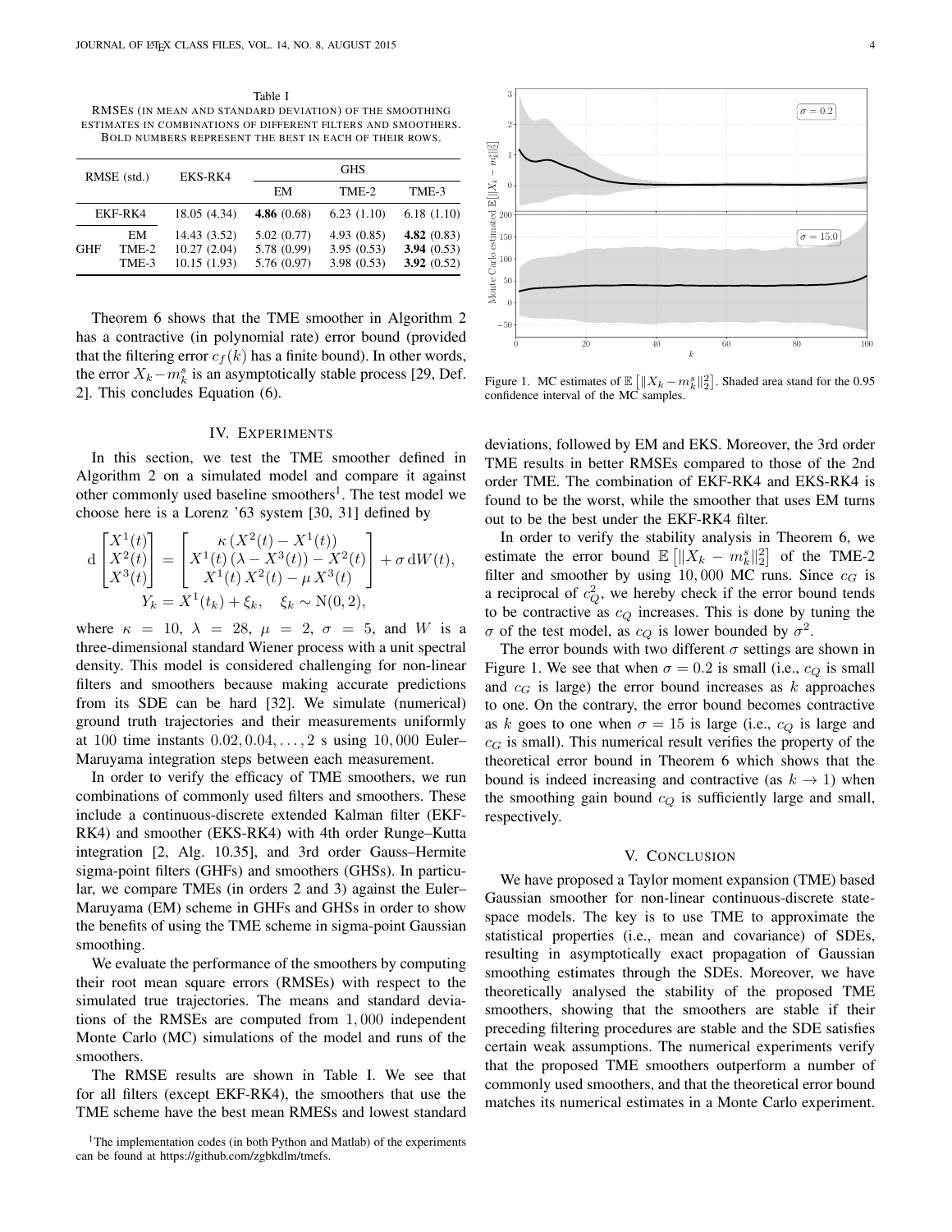Table I
RMSEs (in mean and standard deviation) of the smoothing estimates in combinations of different filters and smoothers. Bold numbers represent the best in each of their rows.

| RMSE (std.) | | EKS-RK4 | GHS | | |
|---|---|---|---|---|---|
| | | | EM | TME-2 | TME-3 |
| EKF-RK4 | | 18.05 (4.34) | **4.86** (0.68) | 6.23 (1.10) | 6.18 (1.10) |
| GHF | EM | 14.43 (3.52) | 5.02 (0.77) | 4.93 (0.85) | **4.82** (0.83) |
| | TME-2 | 10.27 (2.04) | 5.78 (0.99) | 3.95 (0.53) | **3.94** (0.53) |
| | TME-3 | 10.15 (1.93) | 5.76 (0.97) | 3.98 (0.53) | **3.92** (0.52) |

Theorem 6 shows that the TME smoother in Algorithm 2 has a contractive (in polynomial rate) error bound (provided that the filtering error $c_f(k)$ has a finite bound). In other words, the error $X_k - m_k^s$ is an asymptotically stable process [29, Def. 2]. This concludes Equation (6).

## IV. Experiments

In this section, we test the TME smoother defined in Algorithm 2 on a simulated model and compare it against other commonly used baseline smoothers[1]. The test model we choose here is a Lorenz '63 system [30, 31] defined by

$$\mathrm{d}\begin{bmatrix} X^1(t) \\ X^2(t) \\ X^3(t) \end{bmatrix} = \begin{bmatrix} \kappa\left(X^2(t) - X^1(t)\right) \\ X^1(t)\left(\lambda - X^3(t)\right) - X^2(t) \\ X^1(t)\, X^2(t) - \mu\, X^3(t) \end{bmatrix} + \sigma\,\mathrm{d}W(t),$$

$$Y_k = X^1(t_k) + \xi_k, \quad \xi_k \sim \mathrm{N}(0, 2),$$

where $\kappa = 10$, $\lambda = 28$, $\mu = 2$, $\sigma = 5$, and $W$ is a three-dimensional standard Wiener process with a unit spectral density. This model is considered challenging for non-linear filters and smoothers because making accurate predictions from its SDE can be hard [32]. We simulate (numerical) ground truth trajectories and their measurements uniformly at 100 time instants $0.02, 0.04, \ldots, 2$ s using $10,000$ Euler–Maruyama integration steps between each measurement.

In order to verify the efficacy of TME smoothers, we run combinations of commonly used filters and smoothers. These include a continuous-discrete extended Kalman filter (EKF-RK4) and smoother (EKS-RK4) with 4th order Runge–Kutta integration [2, Alg. 10.35], and 3rd order Gauss–Hermite sigma-point filters (GHFs) and smoothers (GHSs). In particular, we compare TMEs (in orders 2 and 3) against the Euler–Maruyama (EM) scheme in GHFs and GHSs in order to show the benefits of using the TME scheme in sigma-point Gaussian smoothing.

We evaluate the performance of the smoothers by computing their root mean square errors (RMSEs) with respect to the simulated true trajectories. The means and standard deviations of the RMSEs are computed from $1,000$ independent Monte Carlo (MC) simulations of the model and runs of the smoothers.

The RMSE results are shown in Table I. We see that for all filters (except EKF-RK4), the smoothers that use the TME scheme have the best mean RMESs and lowest standard deviations, followed by EM and EKS. Moreover, the 3rd order TME results in better RMSEs compared to those of the 2nd order TME. The combination of EKF-RK4 and EKS-RK4 is found to be the worst, while the smoother that uses EM turns out to be the best under the EKF-RK4 filter.

In order to verify the stability analysis in Theorem 6, we estimate the error bound $\mathbb{E}\left[\|X_k - m_k^s\|_2^2\right]$ of the TME-2 filter and smoother by using $10,000$ MC runs. Since $c_G$ is a reciprocal of $c_Q^2$, we hereby check if the error bound tends to be contractive as $c_Q$ increases. This is done by tuning the $\sigma$ of the test model, as $c_Q$ is lower bounded by $\sigma^2$.

The error bounds with two different $\sigma$ settings are shown in Figure 1. We see that when $\sigma = 0.2$ is small (i.e., $c_Q$ is small and $c_G$ is large) the error bound increases as $k$ approaches to one. On the contrary, the error bound becomes contractive as $k$ goes to one when $\sigma = 15$ is large (i.e., $c_Q$ is large and $c_G$ is small). This numerical result verifies the property of the theoretical error bound in Theorem 6 which shows that the bound is indeed increasing and contractive (as $k \to 1$) when the smoothing gain bound $c_Q$ is sufficiently large and small, respectively.

$\sigma = 0.2$

$\sigma = 15.0$

Monte Carlo estimated $\mathbb{E}[\|X_k - m_k^s\|_2^2]$

$k$

Figure 1. MC estimates of $\mathbb{E}\left[\|X_k - m_k^s\|_2^2\right]$. Shaded area stand for the 0.95 confidence interval of the MC samples.

## V. Conclusion

We have proposed a Taylor moment expansion (TME) based Gaussian smoother for non-linear continuous-discrete state-space models. The key is to use TME to approximate the statistical properties (i.e., mean and covariance) of SDEs, resulting in asymptotically exact propagation of Gaussian smoothing estimates through the SDEs. Moreover, we have theoretically analysed the stability of the proposed TME smoothers, showing that the smoothers are stable if their preceding filtering procedures are stable and the SDE satisfies certain weak assumptions. The numerical experiments verify that the proposed TME smoothers outperform a number of commonly used smoothers, and that the theoretical error bound matches its numerical estimates in a Monte Carlo experiment.

[1] The implementation codes (in both Python and Matlab) of the experiments can be found at https://github.com/zgbkdlm/tmefs.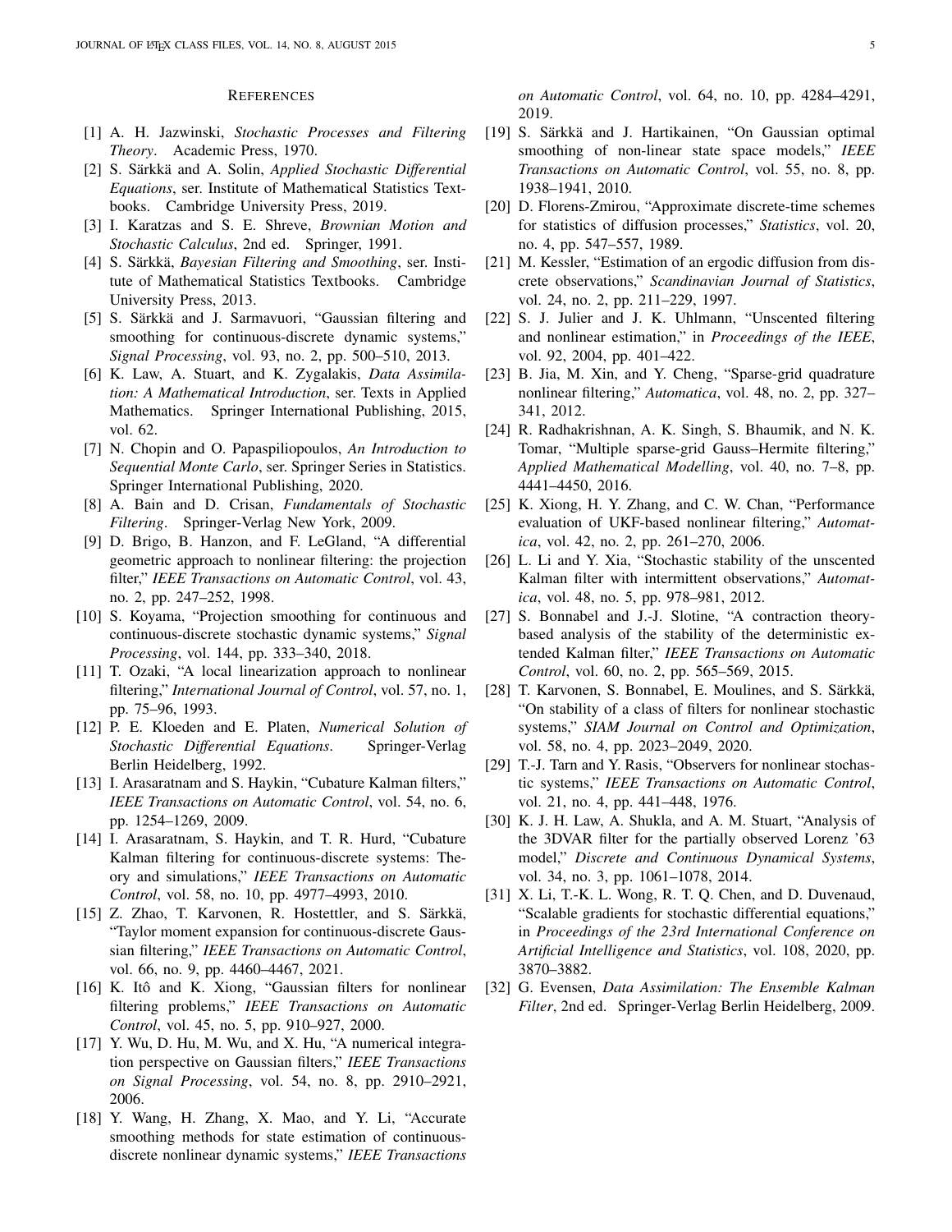## References

[1] A. H. Jazwinski, *Stochastic Processes and Filtering Theory*. Academic Press, 1970.

[2] S. Särkkä and A. Solin, *Applied Stochastic Differential Equations*, ser. Institute of Mathematical Statistics Textbooks. Cambridge University Press, 2019.

[3] I. Karatzas and S. E. Shreve, *Brownian Motion and Stochastic Calculus*, 2nd ed. Springer, 1991.

[4] S. Särkkä, *Bayesian Filtering and Smoothing*, ser. Institute of Mathematical Statistics Textbooks. Cambridge University Press, 2013.

[5] S. Särkkä and J. Sarmavuori, "Gaussian filtering and smoothing for continuous-discrete dynamic systems," *Signal Processing*, vol. 93, no. 2, pp. 500–510, 2013.

[6] K. Law, A. Stuart, and K. Zygalakis, *Data Assimilation: A Mathematical Introduction*, ser. Texts in Applied Mathematics. Springer International Publishing, 2015, vol. 62.

[7] N. Chopin and O. Papaspiliopoulos, *An Introduction to Sequential Monte Carlo*, ser. Springer Series in Statistics. Springer International Publishing, 2020.

[8] A. Bain and D. Crisan, *Fundamentals of Stochastic Filtering*. Springer-Verlag New York, 2009.

[9] D. Brigo, B. Hanzon, and F. LeGland, "A differential geometric approach to nonlinear filtering: the projection filter," *IEEE Transactions on Automatic Control*, vol. 43, no. 2, pp. 247–252, 1998.

[10] S. Koyama, "Projection smoothing for continuous and continuous-discrete stochastic dynamic systems," *Signal Processing*, vol. 144, pp. 333–340, 2018.

[11] T. Ozaki, "A local linearization approach to nonlinear filtering," *International Journal of Control*, vol. 57, no. 1, pp. 75–96, 1993.

[12] P. E. Kloeden and E. Platen, *Numerical Solution of Stochastic Differential Equations*. Springer-Verlag Berlin Heidelberg, 1992.

[13] I. Arasaratnam and S. Haykin, "Cubature Kalman filters," *IEEE Transactions on Automatic Control*, vol. 54, no. 6, pp. 1254–1269, 2009.

[14] I. Arasaratnam, S. Haykin, and T. R. Hurd, "Cubature Kalman filtering for continuous-discrete systems: Theory and simulations," *IEEE Transactions on Automatic Control*, vol. 58, no. 10, pp. 4977–4993, 2010.

[15] Z. Zhao, T. Karvonen, R. Hostettler, and S. Särkkä, "Taylor moment expansion for continuous-discrete Gaussian filtering," *IEEE Transactions on Automatic Control*, vol. 66, no. 9, pp. 4460–4467, 2021.

[16] K. Itô and K. Xiong, "Gaussian filters for nonlinear filtering problems," *IEEE Transactions on Automatic Control*, vol. 45, no. 5, pp. 910–927, 2000.

[17] Y. Wu, D. Hu, M. Wu, and X. Hu, "A numerical integration perspective on Gaussian filters," *IEEE Transactions on Signal Processing*, vol. 54, no. 8, pp. 2910–2921, 2006.

[18] Y. Wang, H. Zhang, X. Mao, and Y. Li, "Accurate smoothing methods for state estimation of continuous-discrete nonlinear dynamic systems," *IEEE Transactions on Automatic Control*, vol. 64, no. 10, pp. 4284–4291, 2019.

[19] S. Särkkä and J. Hartikainen, "On Gaussian optimal smoothing of non-linear state space models," *IEEE Transactions on Automatic Control*, vol. 55, no. 8, pp. 1938–1941, 2010.

[20] D. Florens-Zmirou, "Approximate discrete-time schemes for statistics of diffusion processes," *Statistics*, vol. 20, no. 4, pp. 547–557, 1989.

[21] M. Kessler, "Estimation of an ergodic diffusion from discrete observations," *Scandinavian Journal of Statistics*, vol. 24, no. 2, pp. 211–229, 1997.

[22] S. J. Julier and J. K. Uhlmann, "Unscented filtering and nonlinear estimation," in *Proceedings of the IEEE*, vol. 92, 2004, pp. 401–422.

[23] B. Jia, M. Xin, and Y. Cheng, "Sparse-grid quadrature nonlinear filtering," *Automatica*, vol. 48, no. 2, pp. 327–341, 2012.

[24] R. Radhakrishnan, A. K. Singh, S. Bhaumik, and N. K. Tomar, "Multiple sparse-grid Gauss–Hermite filtering," *Applied Mathematical Modelling*, vol. 40, no. 7–8, pp. 4441–4450, 2016.

[25] K. Xiong, H. Y. Zhang, and C. W. Chan, "Performance evaluation of UKF-based nonlinear filtering," *Automatica*, vol. 42, no. 2, pp. 261–270, 2006.

[26] L. Li and Y. Xia, "Stochastic stability of the unscented Kalman filter with intermittent observations," *Automatica*, vol. 48, no. 5, pp. 978–981, 2012.

[27] S. Bonnabel and J.-J. Slotine, "A contraction theory-based analysis of the stability of the deterministic extended Kalman filter," *IEEE Transactions on Automatic Control*, vol. 60, no. 2, pp. 565–569, 2015.

[28] T. Karvonen, S. Bonnabel, E. Moulines, and S. Särkkä, "On stability of a class of filters for nonlinear stochastic systems," *SIAM Journal on Control and Optimization*, vol. 58, no. 4, pp. 2023–2049, 2020.

[29] T.-J. Tarn and Y. Rasis, "Observers for nonlinear stochastic systems," *IEEE Transactions on Automatic Control*, vol. 21, no. 4, pp. 441–448, 1976.

[30] K. J. H. Law, A. Shukla, and A. M. Stuart, "Analysis of the 3DVAR filter for the partially observed Lorenz '63 model," *Discrete and Continuous Dynamical Systems*, vol. 34, no. 3, pp. 1061–1078, 2014.

[31] X. Li, T.-K. L. Wong, R. T. Q. Chen, and D. Duvenaud, "Scalable gradients for stochastic differential equations," in *Proceedings of the 23rd International Conference on Artificial Intelligence and Statistics*, vol. 108, 2020, pp. 3870–3882.

[32] G. Evensen, *Data Assimilation: The Ensemble Kalman Filter*, 2nd ed. Springer-Verlag Berlin Heidelberg, 2009.